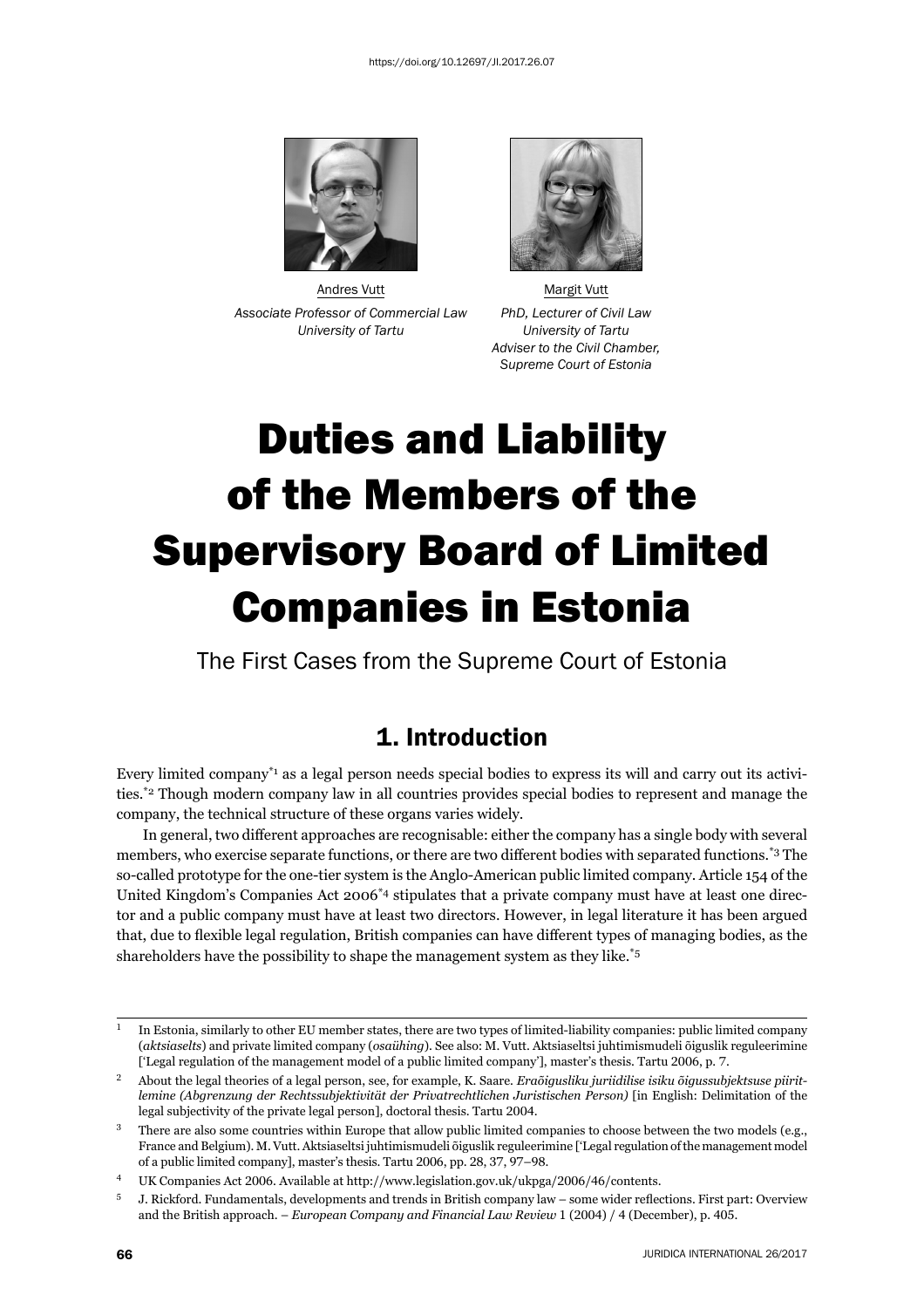https://doi.org/10.12697/JI.2017.26.07

Andres Vutt
*Associate Professor of Commercial Law*
*University of Tartu*

Margit Vutt
*PhD, Lecturer of Civil Law*
*University of Tartu*
*Adviser to the Civil Chamber, Supreme Court of Estonia*

# Duties and Liability of the Members of the Supervisory Board of Limited Companies in Estonia

The First Cases from the Supreme Court of Estonia

## 1. Introduction

Every limited company[*1] as a legal person needs special bodies to express its will and carry out its activities.[*2] Though modern company law in all countries provides special bodies to represent and manage the company, the technical structure of these organs varies widely.

In general, two different approaches are recognisable: either the company has a single body with several members, who exercise separate functions, or there are two different bodies with separated functions.[*3] The so-called prototype for the one-tier system is the Anglo-American public limited company. Article 154 of the United Kingdom's Companies Act 2006[*4] stipulates that a private company must have at least one director and a public company must have at least two directors. However, in legal literature it has been argued that, due to flexible legal regulation, British companies can have different types of managing bodies, as the shareholders have the possibility to shape the management system as they like.[*5]

---

1 In Estonia, similarly to other EU member states, there are two types of limited-liability companies: public limited company (*aktsiaselts*) and private limited company (*osaühing*). See also: M. Vutt. Aktsiaseltsi juhtimismudeli õiguslik reguleerimine ['Legal regulation of the management model of a public limited company'], master's thesis. Tartu 2006, p. 7.

2 About the legal theories of a legal person, see, for example, K. Saare. *Eraõigusliku juriidilise isiku õigussubjektsuse piiritlemine (Abgrenzung der Rechtssubjektivität der Privatrechtlichen Juristischen Person)* [in English: Delimitation of the legal subjectivity of the private legal person], doctoral thesis. Tartu 2004.

3 There are also some countries within Europe that allow public limited companies to choose between the two models (e.g., France and Belgium). M. Vutt. Aktsiaseltsi juhtimismudeli õiguslik reguleerimine ['Legal regulation of the management model of a public limited company'], master's thesis. Tartu 2006, pp. 28, 37, 97–98.

4 UK Companies Act 2006. Available at http://www.legislation.gov.uk/ukpga/2006/46/contents.

5 J. Rickford. Fundamentals, developments and trends in British company law – some wider reflections. First part: Overview and the British approach. – *European Company and Financial Law Review* 1 (2004) / 4 (December), p. 405.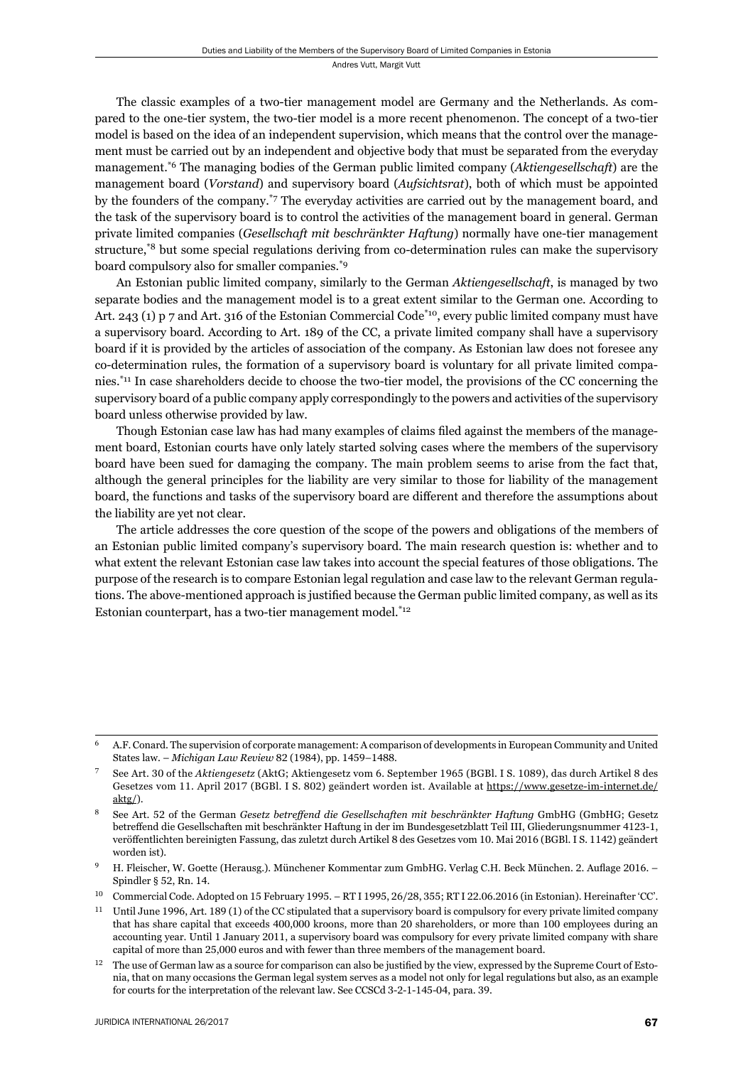The classic examples of a two-tier management model are Germany and the Netherlands. As compared to the one-tier system, the two-tier model is a more recent phenomenon. The concept of a two-tier model is based on the idea of an independent supervision, which means that the control over the management must be carried out by an independent and objective body that must be separated from the everyday management.[6] The managing bodies of the German public limited company (*Aktiengesellschaft*) are the management board (*Vorstand*) and supervisory board (*Aufsichtsrat*), both of which must be appointed by the founders of the company.[7] The everyday activities are carried out by the management board, and the task of the supervisory board is to control the activities of the management board in general. German private limited companies (*Gesellschaft mit beschränkter Haftung*) normally have one-tier management structure,[8] but some special regulations deriving from co-determination rules can make the supervisory board compulsory also for smaller companies.[9]

An Estonian public limited company, similarly to the German *Aktiengesellschaft*, is managed by two separate bodies and the management model is to a great extent similar to the German one. According to Art. 243 (1) p 7 and Art. 316 of the Estonian Commercial Code[10], every public limited company must have a supervisory board. According to Art. 189 of the CC, a private limited company shall have a supervisory board if it is provided by the articles of association of the company. As Estonian law does not foresee any co-determination rules, the formation of a supervisory board is voluntary for all private limited companies.[11] In case shareholders decide to choose the two-tier model, the provisions of the CC concerning the supervisory board of a public company apply correspondingly to the powers and activities of the supervisory board unless otherwise provided by law.

Though Estonian case law has had many examples of claims filed against the members of the management board, Estonian courts have only lately started solving cases where the members of the supervisory board have been sued for damaging the company. The main problem seems to arise from the fact that, although the general principles for the liability are very similar to those for liability of the management board, the functions and tasks of the supervisory board are different and therefore the assumptions about the liability are yet not clear.

The article addresses the core question of the scope of the powers and obligations of the members of an Estonian public limited company's supervisory board. The main research question is: whether and to what extent the relevant Estonian case law takes into account the special features of those obligations. The purpose of the research is to compare Estonian legal regulation and case law to the relevant German regulations. The above-mentioned approach is justified because the German public limited company, as well as its Estonian counterpart, has a two-tier management model.[12]

---

[6] A.F. Conard. The supervision of corporate management: A comparison of developments in European Community and United States law. – *Michigan Law Review* 82 (1984), pp. 1459–1488.

[7] See Art. 30 of the *Aktiengesetz* (AktG; Aktiengesetz vom 6. September 1965 (BGBl. I S. 1089), das durch Artikel 8 des Gesetzes vom 11. April 2017 (BGBl. I S. 802) geändert worden ist. Available at https://www.gesetze-im-internet.de/aktg/).

[8] See Art. 52 of the German *Gesetz betreffend die Gesellschaften mit beschränkter Haftung* GmbHG (GmbHG; Gesetz betreffend die Gesellschaften mit beschränkter Haftung in der im Bundesgesetzblatt Teil III, Gliederungsnummer 4123-1, veröffentlichten bereinigten Fassung, das zuletzt durch Artikel 8 des Gesetzes vom 10. Mai 2016 (BGBl. I S. 1142) geändert worden ist).

[9] H. Fleischer, W. Goette (Herausg.). Münchener Kommentar zum GmbHG. Verlag C.H. Beck München. 2. Auflage 2016. – Spindler § 52, Rn. 14.

[10] Commercial Code. Adopted on 15 February 1995. – RT I 1995, 26/28, 355; RT I 22.06.2016 (in Estonian). Hereinafter 'CC'.

[11] Until June 1996, Art. 189 (1) of the CC stipulated that a supervisory board is compulsory for every private limited company that has share capital that exceeds 400,000 kroons, more than 20 shareholders, or more than 100 employees during an accounting year. Until 1 January 2011, a supervisory board was compulsory for every private limited company with share capital of more than 25,000 euros and with fewer than three members of the management board.

[12] The use of German law as a source for comparison can also be justified by the view, expressed by the Supreme Court of Estonia, that on many occasions the German legal system serves as a model not only for legal regulations but also, as an example for courts for the interpretation of the relevant law. See CCSCd 3-2-1-145-04, para. 39.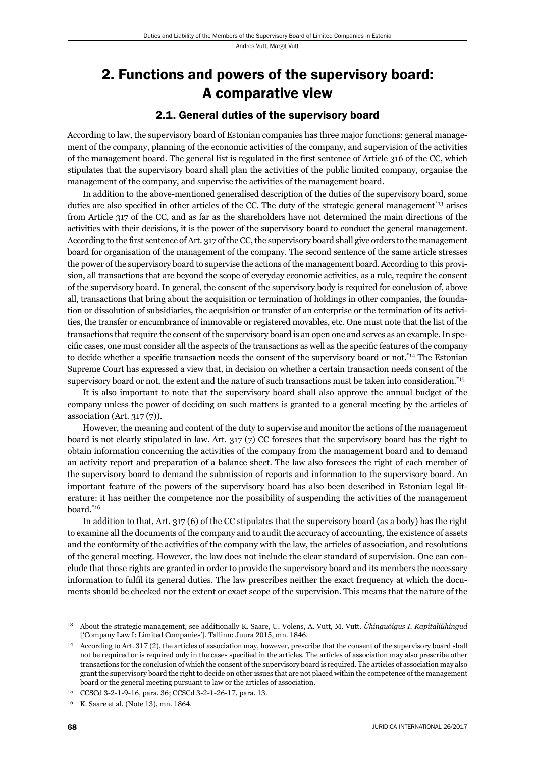## 2. Functions and powers of the supervisory board: A comparative view

### 2.1. General duties of the supervisory board

According to law, the supervisory board of Estonian companies has three major functions: general management of the company, planning of the economic activities of the company, and supervision of the activities of the management board. The general list is regulated in the first sentence of Article 316 of the CC, which stipulates that the supervisory board shall plan the activities of the public limited company, organise the management of the company, and supervise the activities of the management board.

In addition to the above-mentioned generalised description of the duties of the supervisory board, some duties are also specified in other articles of the CC. The duty of the strategic general management[*13] arises from Article 317 of the CC, and as far as the shareholders have not determined the main directions of the activities with their decisions, it is the power of the supervisory board to conduct the general management. According to the first sentence of Art. 317 of the CC, the supervisory board shall give orders to the management board for organisation of the management of the company. The second sentence of the same article stresses the power of the supervisory board to supervise the actions of the management board. According to this provision, all transactions that are beyond the scope of everyday economic activities, as a rule, require the consent of the supervisory board. In general, the consent of the supervisory body is required for conclusion of, above all, transactions that bring about the acquisition or termination of holdings in other companies, the foundation or dissolution of subsidiaries, the acquisition or transfer of an enterprise or the termination of its activities, the transfer or encumbrance of immovable or registered movables, etc. One must note that the list of the transactions that require the consent of the supervisory board is an open one and serves as an example. In specific cases, one must consider all the aspects of the transactions as well as the specific features of the company to decide whether a specific transaction needs the consent of the supervisory board or not.[*14] The Estonian Supreme Court has expressed a view that, in decision on whether a certain transaction needs consent of the supervisory board or not, the extent and the nature of such transactions must be taken into consideration.[*15]

It is also important to note that the supervisory board shall also approve the annual budget of the company unless the power of deciding on such matters is granted to a general meeting by the articles of association (Art. 317 (7)).

However, the meaning and content of the duty to supervise and monitor the actions of the management board is not clearly stipulated in law. Art. 317 (7) CC foresees that the supervisory board has the right to obtain information concerning the activities of the company from the management board and to demand an activity report and preparation of a balance sheet. The law also foresees the right of each member of the supervisory board to demand the submission of reports and information to the supervisory board. An important feature of the powers of the supervisory board has also been described in Estonian legal literature: it has neither the competence nor the possibility of suspending the activities of the management board.[*16]

In addition to that, Art. 317 (6) of the CC stipulates that the supervisory board (as a body) has the right to examine all the documents of the company and to audit the accuracy of accounting, the existence of assets and the conformity of the activities of the company with the law, the articles of association, and resolutions of the general meeting. However, the law does not include the clear standard of supervision. One can conclude that those rights are granted in order to provide the supervisory board and its members the necessary information to fulfil its general duties. The law prescribes neither the exact frequency at which the documents should be checked nor the extent or exact scope of the supervision. This means that the nature of the

---

[13] About the strategic management, see additionally K. Saare, U. Volens, A. Vutt, M. Vutt. *Ühinguõigus I. Kapitaliühingud* ['Company Law I: Limited Companies']. Tallinn: Juura 2015, mn. 1846.

[14] According to Art. 317 (2), the articles of association may, however, prescribe that the consent of the supervisory board shall not be required or is required only in the cases specified in the articles. The articles of association may also prescribe other transactions for the conclusion of which the consent of the supervisory board is required. The articles of association may also grant the supervisory board the right to decide on other issues that are not placed within the competence of the management board or the general meeting pursuant to law or the articles of association.

[15] CCSCd 3-2-1-9-16, para. 36; CCSCd 3-2-1-26-17, para. 13.

[16] K. Saare et al. (Note 13), mn. 1864.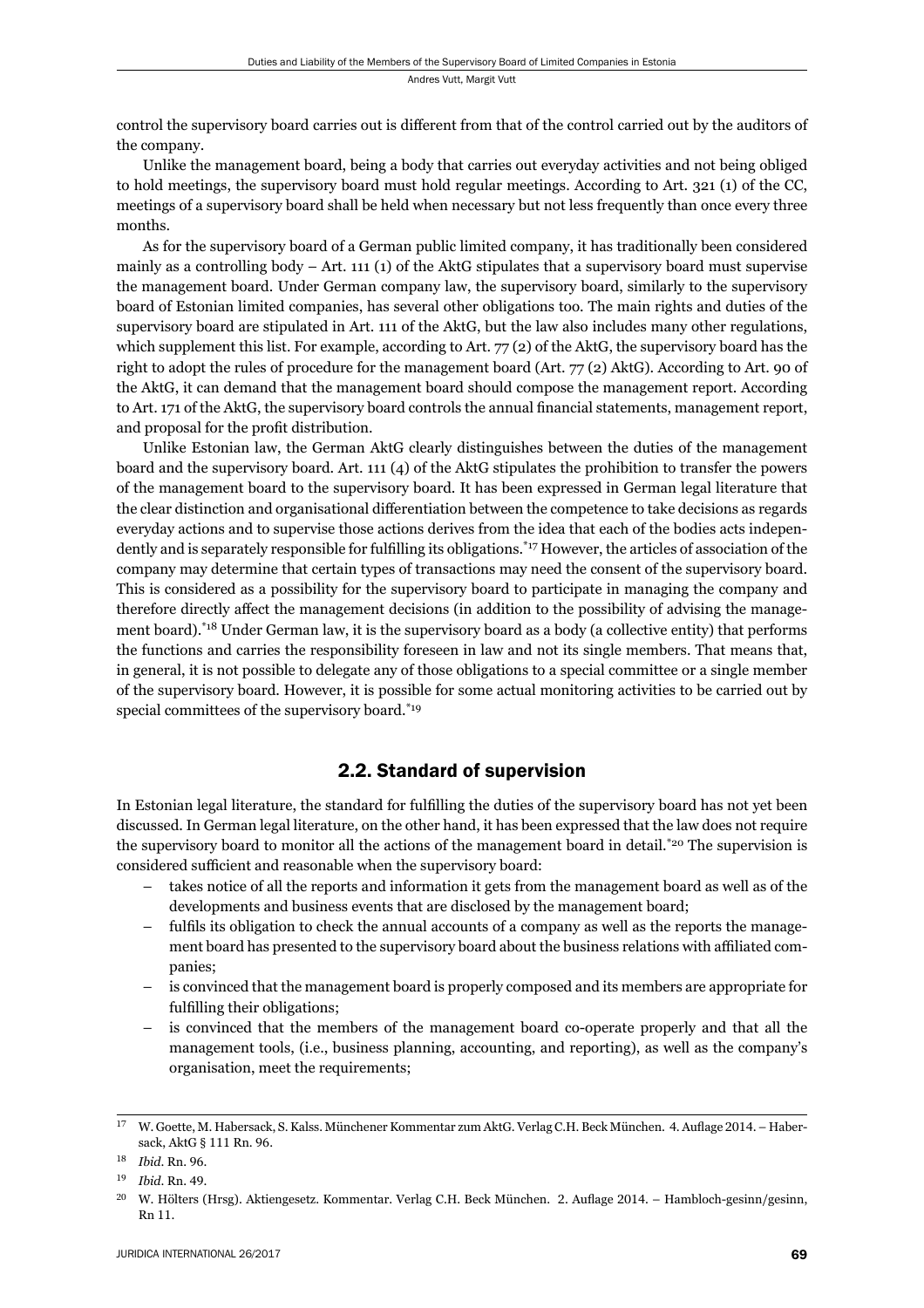control the supervisory board carries out is different from that of the control carried out by the auditors of the company.

Unlike the management board, being a body that carries out everyday activities and not being obliged to hold meetings, the supervisory board must hold regular meetings. According to Art. 321 (1) of the CC, meetings of a supervisory board shall be held when necessary but not less frequently than once every three months.

As for the supervisory board of a German public limited company, it has traditionally been considered mainly as a controlling body – Art. 111 (1) of the AktG stipulates that a supervisory board must supervise the management board. Under German company law, the supervisory board, similarly to the supervisory board of Estonian limited companies, has several other obligations too. The main rights and duties of the supervisory board are stipulated in Art. 111 of the AktG, but the law also includes many other regulations, which supplement this list. For example, according to Art. 77 (2) of the AktG, the supervisory board has the right to adopt the rules of procedure for the management board (Art. 77 (2) AktG). According to Art. 90 of the AktG, it can demand that the management board should compose the management report. According to Art. 171 of the AktG, the supervisory board controls the annual financial statements, management report, and proposal for the profit distribution.

Unlike Estonian law, the German AktG clearly distinguishes between the duties of the management board and the supervisory board. Art. 111 (4) of the AktG stipulates the prohibition to transfer the powers of the management board to the supervisory board. It has been expressed in German legal literature that the clear distinction and organisational differentiation between the competence to take decisions as regards everyday actions and to supervise those actions derives from the idea that each of the bodies acts independently and is separately responsible for fulfilling its obligations.[*17] However, the articles of association of the company may determine that certain types of transactions may need the consent of the supervisory board. This is considered as a possibility for the supervisory board to participate in managing the company and therefore directly affect the management decisions (in addition to the possibility of advising the management board).[*18] Under German law, it is the supervisory board as a body (a collective entity) that performs the functions and carries the responsibility foreseen in law and not its single members. That means that, in general, it is not possible to delegate any of those obligations to a special committee or a single member of the supervisory board. However, it is possible for some actual monitoring activities to be carried out by special committees of the supervisory board.[*19]

## 2.2. Standard of supervision

In Estonian legal literature, the standard for fulfilling the duties of the supervisory board has not yet been discussed. In German legal literature, on the other hand, it has been expressed that the law does not require the supervisory board to monitor all the actions of the management board in detail.[*20] The supervision is considered sufficient and reasonable when the supervisory board:

- takes notice of all the reports and information it gets from the management board as well as of the developments and business events that are disclosed by the management board;
- fulfils its obligation to check the annual accounts of a company as well as the reports the management board has presented to the supervisory board about the business relations with affiliated companies;
- is convinced that the management board is properly composed and its members are appropriate for fulfilling their obligations;
- is convinced that the members of the management board co-operate properly and that all the management tools, (i.e., business planning, accounting, and reporting), as well as the company's organisation, meet the requirements;

---

[17] W. Goette, M. Habersack, S. Kalss. Münchener Kommentar zum AktG. Verlag C.H. Beck München. 4. Auflage 2014. – Habersack, AktG § 111 Rn. 96.

[18] *Ibid*. Rn. 96.

[19] *Ibid*. Rn. 49.

[20] W. Hölters (Hrsg). Aktiengesetz. Kommentar. Verlag C.H. Beck München. 2. Auflage 2014. – Hambloch-gesinn/gesinn, Rn 11.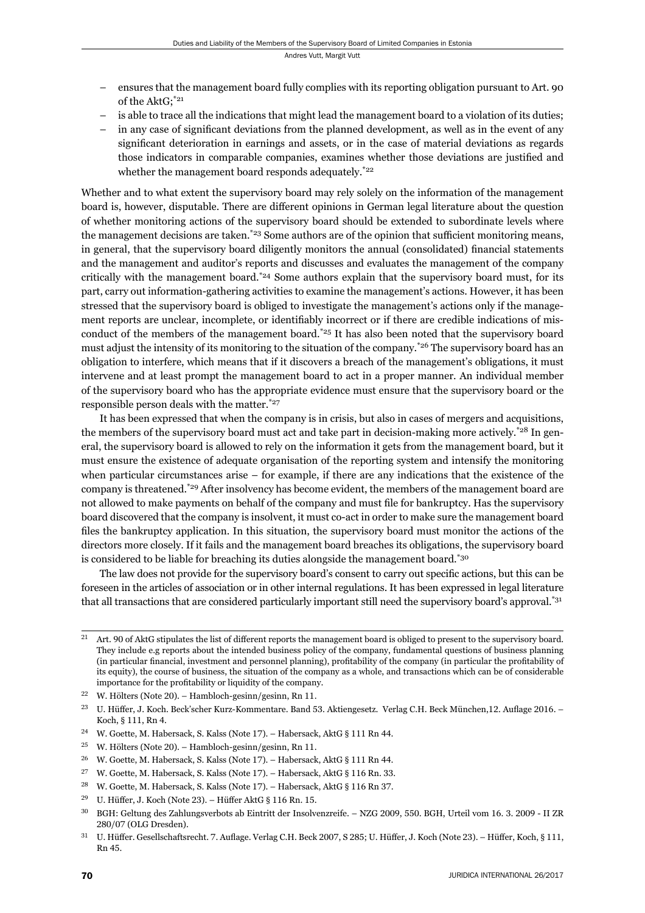- ensures that the management board fully complies with its reporting obligation pursuant to Art. 90 of the AktG;[*21]
- is able to trace all the indications that might lead the management board to a violation of its duties;
- in any case of significant deviations from the planned development, as well as in the event of any significant deterioration in earnings and assets, or in the case of material deviations as regards those indicators in comparable companies, examines whether those deviations are justified and whether the management board responds adequately.[*22]

Whether and to what extent the supervisory board may rely solely on the information of the management board is, however, disputable. There are different opinions in German legal literature about the question of whether monitoring actions of the supervisory board should be extended to subordinate levels where the management decisions are taken.[*23] Some authors are of the opinion that sufficient monitoring means, in general, that the supervisory board diligently monitors the annual (consolidated) financial statements and the management and auditor's reports and discusses and evaluates the management of the company critically with the management board.[*24] Some authors explain that the supervisory board must, for its part, carry out information-gathering activities to examine the management's actions. However, it has been stressed that the supervisory board is obliged to investigate the management's actions only if the management reports are unclear, incomplete, or identifiably incorrect or if there are credible indications of misconduct of the members of the management board.[*25] It has also been noted that the supervisory board must adjust the intensity of its monitoring to the situation of the company.[*26] The supervisory board has an obligation to interfere, which means that if it discovers a breach of the management's obligations, it must intervene and at least prompt the management board to act in a proper manner. An individual member of the supervisory board who has the appropriate evidence must ensure that the supervisory board or the responsible person deals with the matter.[*27]

It has been expressed that when the company is in crisis, but also in cases of mergers and acquisitions, the members of the supervisory board must act and take part in decision-making more actively.[*28] In general, the supervisory board is allowed to rely on the information it gets from the management board, but it must ensure the existence of adequate organisation of the reporting system and intensify the monitoring when particular circumstances arise – for example, if there are any indications that the existence of the company is threatened.[*29] After insolvency has become evident, the members of the management board are not allowed to make payments on behalf of the company and must file for bankruptcy. Has the supervisory board discovered that the company is insolvent, it must co-act in order to make sure the management board files the bankruptcy application. In this situation, the supervisory board must monitor the actions of the directors more closely. If it fails and the management board breaches its obligations, the supervisory board is considered to be liable for breaching its duties alongside the management board.[*30]

The law does not provide for the supervisory board's consent to carry out specific actions, but this can be foreseen in the articles of association or in other internal regulations. It has been expressed in legal literature that all transactions that are considered particularly important still need the supervisory board's approval.[*31]

---

[21] Art. 90 of AktG stipulates the list of different reports the management board is obliged to present to the supervisory board. They include e.g reports about the intended business policy of the company, fundamental questions of business planning (in particular financial, investment and personnel planning), profitability of the company (in particular the profitability of its equity), the course of business, the situation of the company as a whole, and transactions which can be of considerable importance for the profitability or liquidity of the company.

[22] W. Hölters (Note 20). – Hambloch-gesinn/gesinn, Rn 11.

[23] U. Hüffer, J. Koch. Beck'scher Kurz-Kommentare. Band 53. Aktiengesetz. Verlag C.H. Beck München,12. Auflage 2016. – Koch, § 111, Rn 4.

[24] W. Goette, M. Habersack, S. Kalss (Note 17). – Habersack, AktG § 111 Rn 44.

[25] W. Hölters (Note 20). – Hambloch-gesinn/gesinn, Rn 11.

[26] W. Goette, M. Habersack, S. Kalss (Note 17). – Habersack, AktG § 111 Rn 44.

[27] W. Goette, M. Habersack, S. Kalss (Note 17). – Habersack, AktG § 116 Rn. 33.

[28] W. Goette, M. Habersack, S. Kalss (Note 17). – Habersack, AktG § 116 Rn 37.

[29] U. Hüffer, J. Koch (Note 23). – Hüffer AktG § 116 Rn. 15.

[30] BGH: Geltung des Zahlungsverbots ab Eintritt der Insolvenzreife. – NZG 2009, 550. BGH, Urteil vom 16. 3. 2009 - II ZR 280/07 (OLG Dresden).

[31] U. Hüffer. Gesellschaftsrecht. 7. Auflage. Verlag C.H. Beck 2007, S 285; U. Hüffer, J. Koch (Note 23). – Hüffer, Koch, § 111, Rn 45.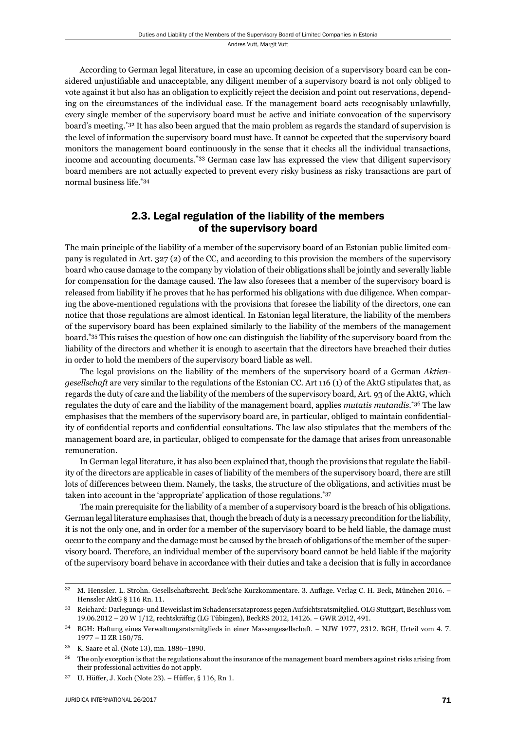According to German legal literature, in case an upcoming decision of a supervisory board can be considered unjustifiable and unacceptable, any diligent member of a supervisory board is not only obliged to vote against it but also has an obligation to explicitly reject the decision and point out reservations, depending on the circumstances of the individual case. If the management board acts recognisably unlawfully, every single member of the supervisory board must be active and initiate convocation of the supervisory board's meeting.[*32] It has also been argued that the main problem as regards the standard of supervision is the level of information the supervisory board must have. It cannot be expected that the supervisory board monitors the management board continuously in the sense that it checks all the individual transactions, income and accounting documents.[*33] German case law has expressed the view that diligent supervisory board members are not actually expected to prevent every risky business as risky transactions are part of normal business life.[*34]

## 2.3. Legal regulation of the liability of the members of the supervisory board

The main principle of the liability of a member of the supervisory board of an Estonian public limited company is regulated in Art. 327 (2) of the CC, and according to this provision the members of the supervisory board who cause damage to the company by violation of their obligations shall be jointly and severally liable for compensation for the damage caused. The law also foresees that a member of the supervisory board is released from liability if he proves that he has performed his obligations with due diligence. When comparing the above-mentioned regulations with the provisions that foresee the liability of the directors, one can notice that those regulations are almost identical. In Estonian legal literature, the liability of the members of the supervisory board has been explained similarly to the liability of the members of the management board.[*35] This raises the question of how one can distinguish the liability of the supervisory board from the liability of the directors and whether it is enough to ascertain that the directors have breached their duties in order to hold the members of the supervisory board liable as well.

The legal provisions on the liability of the members of the supervisory board of a German *Aktiengesellschaft* are very similar to the regulations of the Estonian CC. Art 116 (1) of the AktG stipulates that, as regards the duty of care and the liability of the members of the supervisory board, Art. 93 of the AktG, which regulates the duty of care and the liability of the management board, applies *mutatis mutandis*.[*36] The law emphasises that the members of the supervisory board are, in particular, obliged to maintain confidentiality of confidential reports and confidential consultations. The law also stipulates that the members of the management board are, in particular, obliged to compensate for the damage that arises from unreasonable remuneration.

In German legal literature, it has also been explained that, though the provisions that regulate the liability of the directors are applicable in cases of liability of the members of the supervisory board, there are still lots of differences between them. Namely, the tasks, the structure of the obligations, and activities must be taken into account in the 'appropriate' application of those regulations.[*37]

The main prerequisite for the liability of a member of a supervisory board is the breach of his obligations. German legal literature emphasises that, though the breach of duty is a necessary precondition for the liability, it is not the only one, and in order for a member of the supervisory board to be held liable, the damage must occur to the company and the damage must be caused by the breach of obligations of the member of the supervisory board. Therefore, an individual member of the supervisory board cannot be held liable if the majority of the supervisory board behave in accordance with their duties and take a decision that is fully in accordance

---

32 M. Henssler. L. Strohn. Gesellschaftsrecht. Beck'sche Kurzkommentare. 3. Auflage. Verlag C. H. Beck, München 2016. – Henssler AktG § 116 Rn. 11.

33 Reichard: Darlegungs- und Beweislast im Schadensersatzprozess gegen Aufsichtsratsmitglied. OLG Stuttgart, Beschluss vom 19.06.2012 – 20 W 1/12, rechtskräftig (LG Tübingen), BeckRS 2012, 14126. – GWR 2012, 491.

34 BGH: Haftung eines Verwaltungsratsmitglieds in einer Massengesellschaft. – NJW 1977, 2312. BGH, Urteil vom 4. 7. 1977 – II ZR 150/75.

35 K. Saare et al. (Note 13), mn. 1886–1890.

36 The only exception is that the regulations about the insurance of the management board members against risks arising from their professional activities do not apply.

37 U. Hüffer, J. Koch (Note 23). – Hüffer, § 116, Rn 1.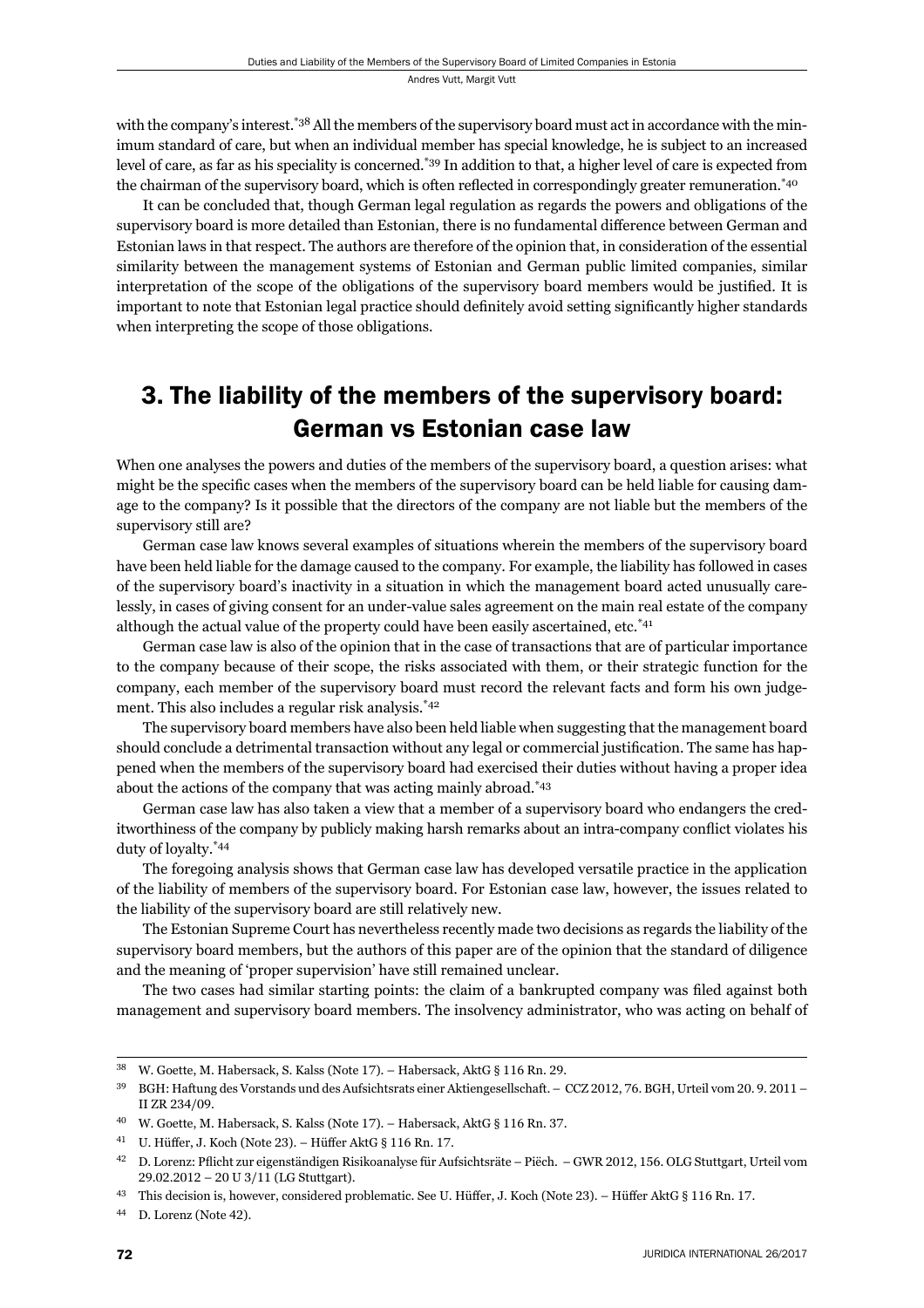with the company's interest.[38] All the members of the supervisory board must act in accordance with the minimum standard of care, but when an individual member has special knowledge, he is subject to an increased level of care, as far as his speciality is concerned.[39] In addition to that, a higher level of care is expected from the chairman of the supervisory board, which is often reflected in correspondingly greater remuneration.[40]

It can be concluded that, though German legal regulation as regards the powers and obligations of the supervisory board is more detailed than Estonian, there is no fundamental difference between German and Estonian laws in that respect. The authors are therefore of the opinion that, in consideration of the essential similarity between the management systems of Estonian and German public limited companies, similar interpretation of the scope of the obligations of the supervisory board members would be justified. It is important to note that Estonian legal practice should definitely avoid setting significantly higher standards when interpreting the scope of those obligations.

## 3. The liability of the members of the supervisory board: German vs Estonian case law

When one analyses the powers and duties of the members of the supervisory board, a question arises: what might be the specific cases when the members of the supervisory board can be held liable for causing damage to the company? Is it possible that the directors of the company are not liable but the members of the supervisory still are?

German case law knows several examples of situations wherein the members of the supervisory board have been held liable for the damage caused to the company. For example, the liability has followed in cases of the supervisory board's inactivity in a situation in which the management board acted unusually carelessly, in cases of giving consent for an under-value sales agreement on the main real estate of the company although the actual value of the property could have been easily ascertained, etc.[41]

German case law is also of the opinion that in the case of transactions that are of particular importance to the company because of their scope, the risks associated with them, or their strategic function for the company, each member of the supervisory board must record the relevant facts and form his own judgement. This also includes a regular risk analysis.[42]

The supervisory board members have also been held liable when suggesting that the management board should conclude a detrimental transaction without any legal or commercial justification. The same has happened when the members of the supervisory board had exercised their duties without having a proper idea about the actions of the company that was acting mainly abroad.[43]

German case law has also taken a view that a member of a supervisory board who endangers the creditworthiness of the company by publicly making harsh remarks about an intra-company conflict violates his duty of loyalty.[44]

The foregoing analysis shows that German case law has developed versatile practice in the application of the liability of members of the supervisory board. For Estonian case law, however, the issues related to the liability of the supervisory board are still relatively new.

The Estonian Supreme Court has nevertheless recently made two decisions as regards the liability of the supervisory board members, but the authors of this paper are of the opinion that the standard of diligence and the meaning of 'proper supervision' have still remained unclear.

The two cases had similar starting points: the claim of a bankrupted company was filed against both management and supervisory board members. The insolvency administrator, who was acting on behalf of

---

[38] W. Goette, M. Habersack, S. Kalss (Note 17). – Habersack, AktG § 116 Rn. 29.

[39] BGH: Haftung des Vorstands und des Aufsichtsrats einer Aktiengesellschaft. – CCZ 2012, 76. BGH, Urteil vom 20. 9. 2011 – II ZR 234/09.

[40] W. Goette, M. Habersack, S. Kalss (Note 17). – Habersack, AktG § 116 Rn. 37.

[41] U. Hüffer, J. Koch (Note 23). – Hüffer AktG § 116 Rn. 17.

[42] D. Lorenz: Pflicht zur eigenständigen Risikoanalyse für Aufsichtsräte – Piëch. – GWR 2012, 156. OLG Stuttgart, Urteil vom 29.02.2012 – 20 U 3/11 (LG Stuttgart).

[43] This decision is, however, considered problematic. See U. Hüffer, J. Koch (Note 23). – Hüffer AktG § 116 Rn. 17.

[44] D. Lorenz (Note 42).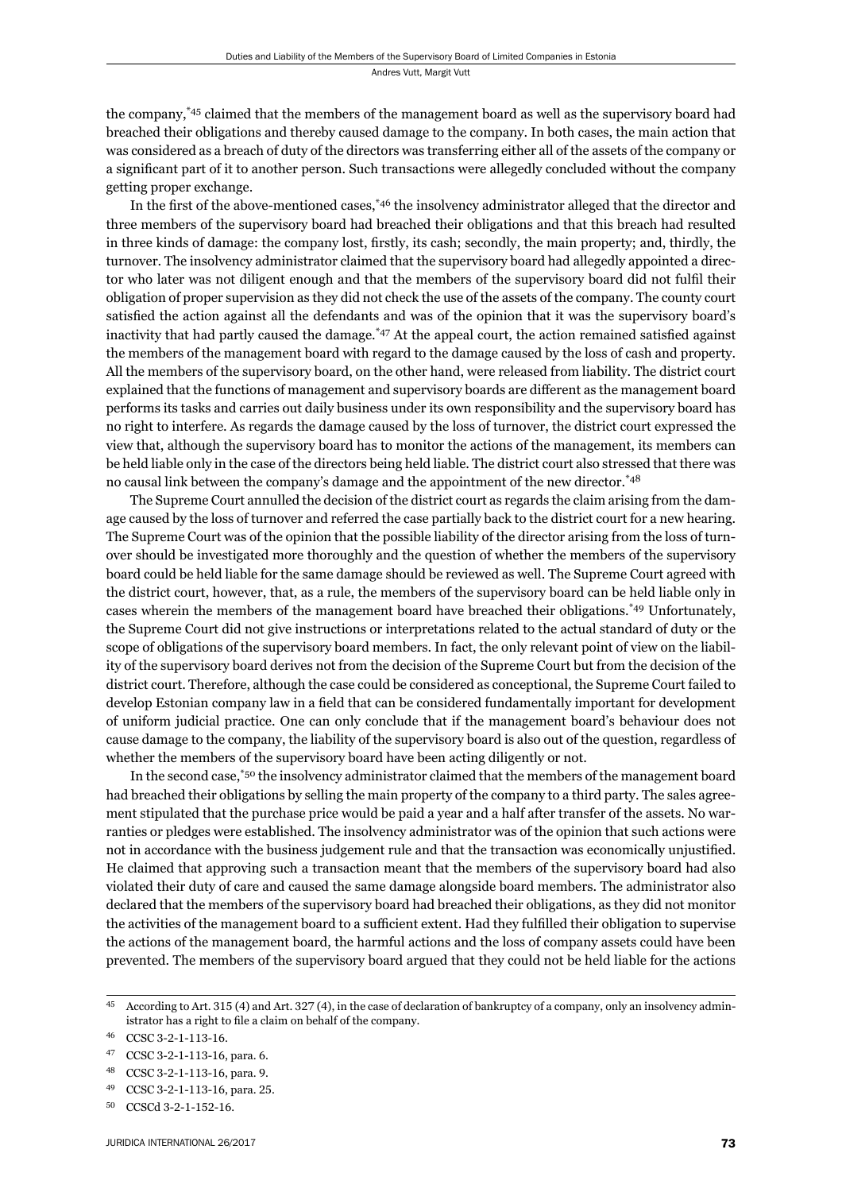the company,[*45] claimed that the members of the management board as well as the supervisory board had breached their obligations and thereby caused damage to the company. In both cases, the main action that was considered as a breach of duty of the directors was transferring either all of the assets of the company or a significant part of it to another person. Such transactions were allegedly concluded without the company getting proper exchange.

In the first of the above-mentioned cases,[*46] the insolvency administrator alleged that the director and three members of the supervisory board had breached their obligations and that this breach had resulted in three kinds of damage: the company lost, firstly, its cash; secondly, the main property; and, thirdly, the turnover. The insolvency administrator claimed that the supervisory board had allegedly appointed a director who later was not diligent enough and that the members of the supervisory board did not fulfil their obligation of proper supervision as they did not check the use of the assets of the company. The county court satisfied the action against all the defendants and was of the opinion that it was the supervisory board's inactivity that had partly caused the damage.[*47] At the appeal court, the action remained satisfied against the members of the management board with regard to the damage caused by the loss of cash and property. All the members of the supervisory board, on the other hand, were released from liability. The district court explained that the functions of management and supervisory boards are different as the management board performs its tasks and carries out daily business under its own responsibility and the supervisory board has no right to interfere. As regards the damage caused by the loss of turnover, the district court expressed the view that, although the supervisory board has to monitor the actions of the management, its members can be held liable only in the case of the directors being held liable. The district court also stressed that there was no causal link between the company's damage and the appointment of the new director.[*48]

The Supreme Court annulled the decision of the district court as regards the claim arising from the damage caused by the loss of turnover and referred the case partially back to the district court for a new hearing. The Supreme Court was of the opinion that the possible liability of the director arising from the loss of turnover should be investigated more thoroughly and the question of whether the members of the supervisory board could be held liable for the same damage should be reviewed as well. The Supreme Court agreed with the district court, however, that, as a rule, the members of the supervisory board can be held liable only in cases wherein the members of the management board have breached their obligations.[*49] Unfortunately, the Supreme Court did not give instructions or interpretations related to the actual standard of duty or the scope of obligations of the supervisory board members. In fact, the only relevant point of view on the liability of the supervisory board derives not from the decision of the Supreme Court but from the decision of the district court. Therefore, although the case could be considered as conceptional, the Supreme Court failed to develop Estonian company law in a field that can be considered fundamentally important for development of uniform judicial practice. One can only conclude that if the management board's behaviour does not cause damage to the company, the liability of the supervisory board is also out of the question, regardless of whether the members of the supervisory board have been acting diligently or not.

In the second case,[*50] the insolvency administrator claimed that the members of the management board had breached their obligations by selling the main property of the company to a third party. The sales agreement stipulated that the purchase price would be paid a year and a half after transfer of the assets. No warranties or pledges were established. The insolvency administrator was of the opinion that such actions were not in accordance with the business judgement rule and that the transaction was economically unjustified. He claimed that approving such a transaction meant that the members of the supervisory board had also violated their duty of care and caused the same damage alongside board members. The administrator also declared that the members of the supervisory board had breached their obligations, as they did not monitor the activities of the management board to a sufficient extent. Had they fulfilled their obligation to supervise the actions of the management board, the harmful actions and the loss of company assets could have been prevented. The members of the supervisory board argued that they could not be held liable for the actions

---

[45] According to Art. 315 (4) and Art. 327 (4), in the case of declaration of bankruptcy of a company, only an insolvency administrator has a right to file a claim on behalf of the company.

[46] CCSC 3-2-1-113-16.

[47] CCSC 3-2-1-113-16, para. 6.

[48] CCSC 3-2-1-113-16, para. 9.

[49] CCSC 3-2-1-113-16, para. 25.

[50] CCSCd 3-2-1-152-16.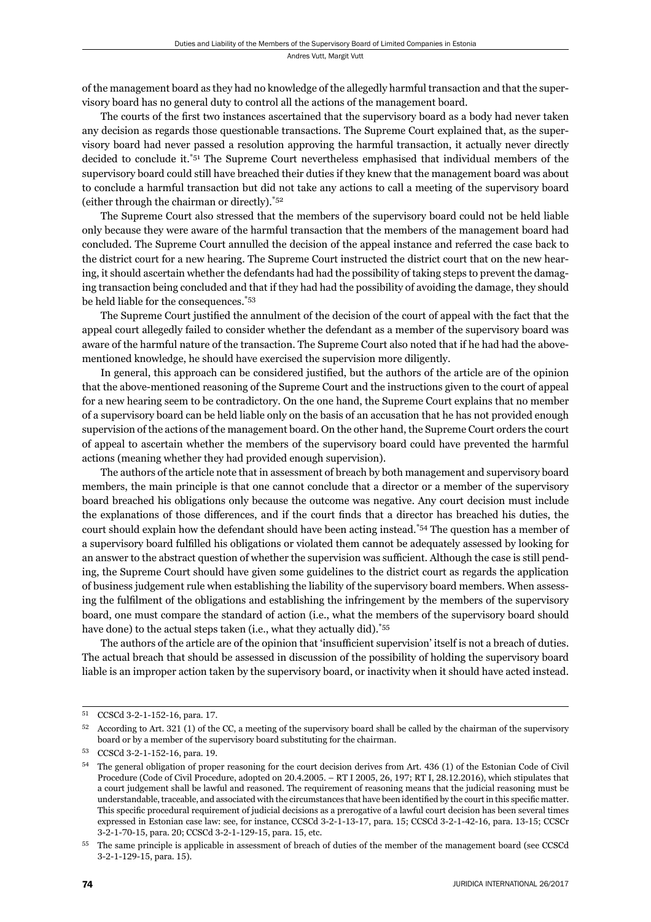of the management board as they had no knowledge of the allegedly harmful transaction and that the supervisory board has no general duty to control all the actions of the management board.

The courts of the first two instances ascertained that the supervisory board as a body had never taken any decision as regards those questionable transactions. The Supreme Court explained that, as the supervisory board had never passed a resolution approving the harmful transaction, it actually never directly decided to conclude it.[*51] The Supreme Court nevertheless emphasised that individual members of the supervisory board could still have breached their duties if they knew that the management board was about to conclude a harmful transaction but did not take any actions to call a meeting of the supervisory board (either through the chairman or directly).[*52]

The Supreme Court also stressed that the members of the supervisory board could not be held liable only because they were aware of the harmful transaction that the members of the management board had concluded. The Supreme Court annulled the decision of the appeal instance and referred the case back to the district court for a new hearing. The Supreme Court instructed the district court that on the new hearing, it should ascertain whether the defendants had had the possibility of taking steps to prevent the damaging transaction being concluded and that if they had had the possibility of avoiding the damage, they should be held liable for the consequences.[*53]

The Supreme Court justified the annulment of the decision of the court of appeal with the fact that the appeal court allegedly failed to consider whether the defendant as a member of the supervisory board was aware of the harmful nature of the transaction. The Supreme Court also noted that if he had had the above-mentioned knowledge, he should have exercised the supervision more diligently.

In general, this approach can be considered justified, but the authors of the article are of the opinion that the above-mentioned reasoning of the Supreme Court and the instructions given to the court of appeal for a new hearing seem to be contradictory. On the one hand, the Supreme Court explains that no member of a supervisory board can be held liable only on the basis of an accusation that he has not provided enough supervision of the actions of the management board. On the other hand, the Supreme Court orders the court of appeal to ascertain whether the members of the supervisory board could have prevented the harmful actions (meaning whether they had provided enough supervision).

The authors of the article note that in assessment of breach by both management and supervisory board members, the main principle is that one cannot conclude that a director or a member of the supervisory board breached his obligations only because the outcome was negative. Any court decision must include the explanations of those differences, and if the court finds that a director has breached his duties, the court should explain how the defendant should have been acting instead.[*54] The question has a member of a supervisory board fulfilled his obligations or violated them cannot be adequately assessed by looking for an answer to the abstract question of whether the supervision was sufficient. Although the case is still pending, the Supreme Court should have given some guidelines to the district court as regards the application of business judgement rule when establishing the liability of the supervisory board members. When assessing the fulfilment of the obligations and establishing the infringement by the members of the supervisory board, one must compare the standard of action (i.e., what the members of the supervisory board should have done) to the actual steps taken (i.e., what they actually did).[*55]

The authors of the article are of the opinion that 'insufficient supervision' itself is not a breach of duties. The actual breach that should be assessed in discussion of the possibility of holding the supervisory board liable is an improper action taken by the supervisory board, or inactivity when it should have acted instead.

---

[51] CCSCd 3-2-1-152-16, para. 17.

[52] According to Art. 321 (1) of the CC, a meeting of the supervisory board shall be called by the chairman of the supervisory board or by a member of the supervisory board substituting for the chairman.

[53] CCSCd 3-2-1-152-16, para. 19.

[54] The general obligation of proper reasoning for the court decision derives from Art. 436 (1) of the Estonian Code of Civil Procedure (Code of Civil Procedure, adopted on 20.4.2005. – RT I 2005, 26, 197; RT I, 28.12.2016), which stipulates that a court judgement shall be lawful and reasoned. The requirement of reasoning means that the judicial reasoning must be understandable, traceable, and associated with the circumstances that have been identified by the court in this specific matter. This specific procedural requirement of judicial decisions as a prerogative of a lawful court decision has been several times expressed in Estonian case law: see, for instance, CCSCd 3-2-1-13-17, para. 15; CCSCd 3-2-1-42-16, para. 13-15; CCSCr 3-2-1-70-15, para. 20; CCSCd 3-2-1-129-15, para. 15, etc.

[55] The same principle is applicable in assessment of breach of duties of the member of the management board (see CCSCd 3-2-1-129-15, para. 15).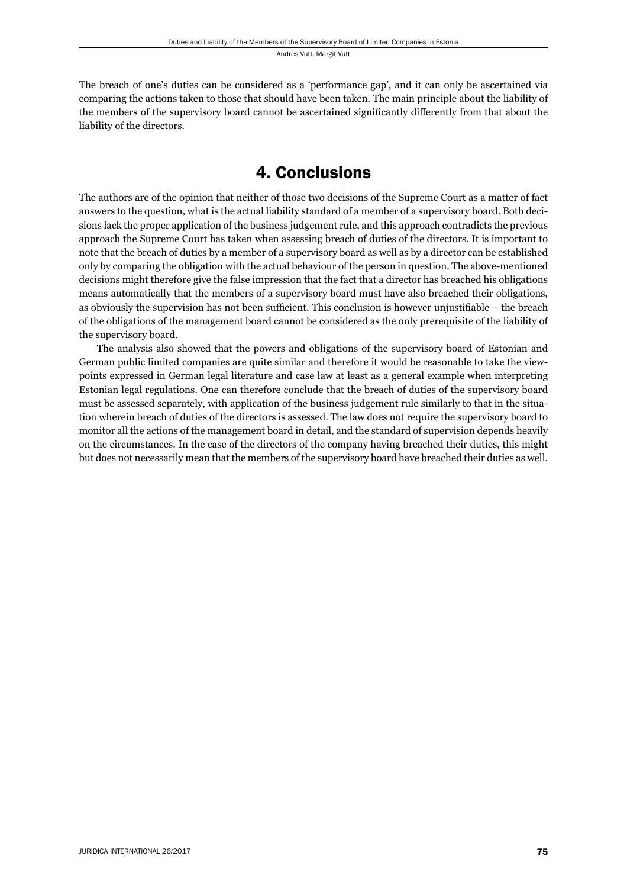The breach of one's duties can be considered as a 'performance gap', and it can only be ascertained via comparing the actions taken to those that should have been taken. The main principle about the liability of the members of the supervisory board cannot be ascertained significantly differently from that about the liability of the directors.

## 4. Conclusions

The authors are of the opinion that neither of those two decisions of the Supreme Court as a matter of fact answers to the question, what is the actual liability standard of a member of a supervisory board. Both decisions lack the proper application of the business judgement rule, and this approach contradicts the previous approach the Supreme Court has taken when assessing breach of duties of the directors. It is important to note that the breach of duties by a member of a supervisory board as well as by a director can be established only by comparing the obligation with the actual behaviour of the person in question. The above-mentioned decisions might therefore give the false impression that the fact that a director has breached his obligations means automatically that the members of a supervisory board must have also breached their obligations, as obviously the supervision has not been sufficient. This conclusion is however unjustifiable – the breach of the obligations of the management board cannot be considered as the only prerequisite of the liability of the supervisory board.

The analysis also showed that the powers and obligations of the supervisory board of Estonian and German public limited companies are quite similar and therefore it would be reasonable to take the viewpoints expressed in German legal literature and case law at least as a general example when interpreting Estonian legal regulations. One can therefore conclude that the breach of duties of the supervisory board must be assessed separately, with application of the business judgement rule similarly to that in the situation wherein breach of duties of the directors is assessed. The law does not require the supervisory board to monitor all the actions of the management board in detail, and the standard of supervision depends heavily on the circumstances. In the case of the directors of the company having breached their duties, this might but does not necessarily mean that the members of the supervisory board have breached their duties as well.